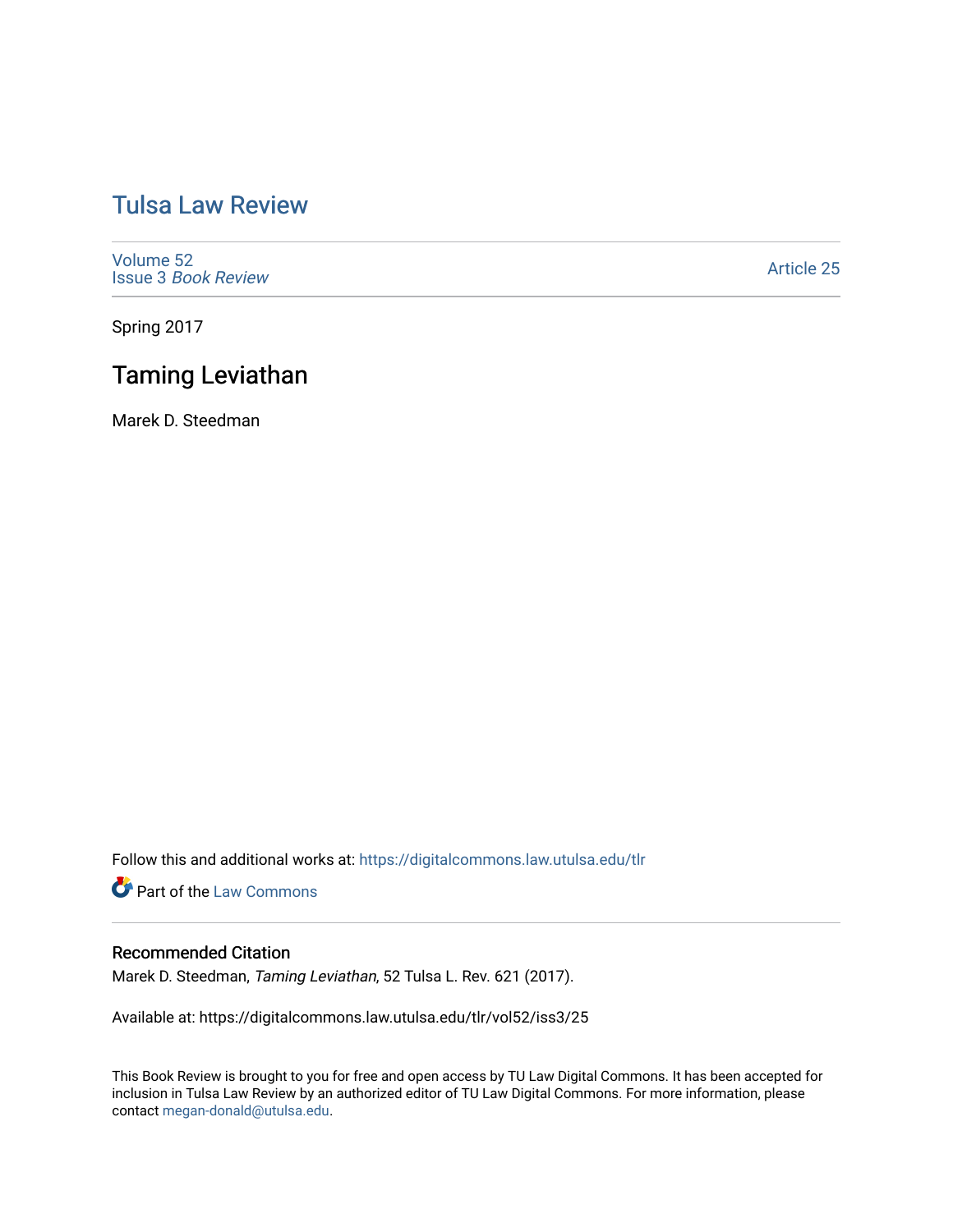# Tulsa Law Review

Volume 52
Issue 3 *Book Review*

Article 25

Spring 2017

## Taming Leviathan

Marek D. Steedman

Follow this and additional works at: https://digitalcommons.law.utulsa.edu/tlr

Part of the Law Commons

### Recommended Citation

Marek D. Steedman, *Taming Leviathan*, 52 Tulsa L. Rev. 621 (2017).

Available at: https://digitalcommons.law.utulsa.edu/tlr/vol52/iss3/25

This Book Review is brought to you for free and open access by TU Law Digital Commons. It has been accepted for inclusion in Tulsa Law Review by an authorized editor of TU Law Digital Commons. For more information, please contact megan-donald@utulsa.edu.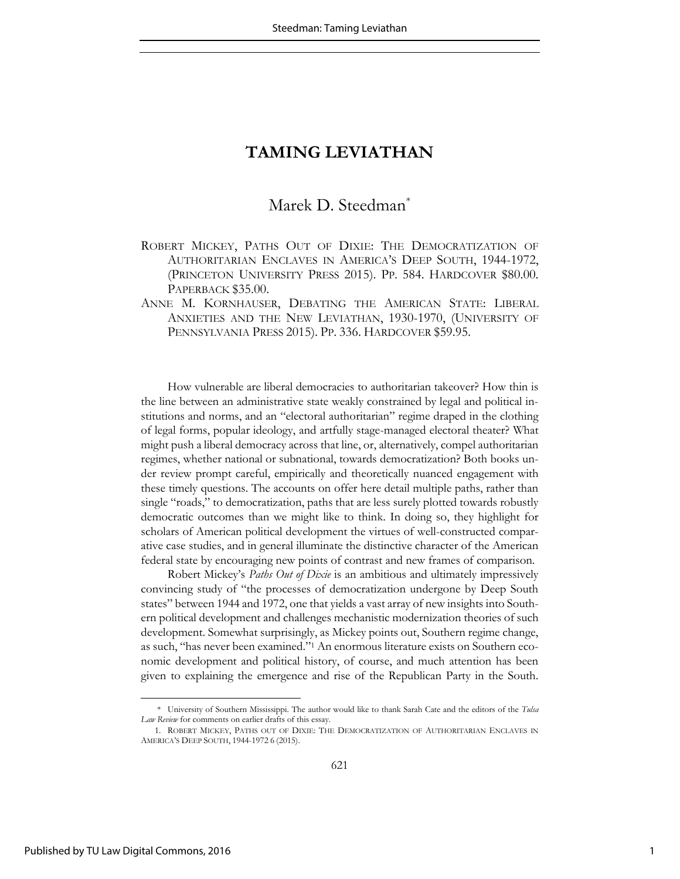# TAMING LEVIATHAN

## Marek D. Steedman*

ROBERT MICKEY, PATHS OUT OF DIXIE: THE DEMOCRATIZATION OF AUTHORITARIAN ENCLAVES IN AMERICA'S DEEP SOUTH, 1944-1972, (PRINCETON UNIVERSITY PRESS 2015). PP. 584. HARDCOVER $80.00. PAPERBACK $35.00.

ANNE M. KORNHAUSER, DEBATING THE AMERICAN STATE: LIBERAL ANXIETIES AND THE NEW LEVIATHAN, 1930-1970, (UNIVERSITY OF PENNSYLVANIA PRESS 2015). PP. 336. HARDCOVER $59.95.

How vulnerable are liberal democracies to authoritarian takeover? How thin is the line between an administrative state weakly constrained by legal and political institutions and norms, and an "electoral authoritarian" regime draped in the clothing of legal forms, popular ideology, and artfully stage-managed electoral theater? What might push a liberal democracy across that line, or, alternatively, compel authoritarian regimes, whether national or subnational, towards democratization? Both books under review prompt careful, empirically and theoretically nuanced engagement with these timely questions. The accounts on offer here detail multiple paths, rather than single "roads," to democratization, paths that are less surely plotted towards robustly democratic outcomes than we might like to think. In doing so, they highlight for scholars of American political development the virtues of well-constructed comparative case studies, and in general illuminate the distinctive character of the American federal state by encouraging new points of contrast and new frames of comparison.

Robert Mickey's *Paths Out of Dixie* is an ambitious and ultimately impressively convincing study of "the processes of democratization undergone by Deep South states" between 1944 and 1972, one that yields a vast array of new insights into Southern political development and challenges mechanistic modernization theories of such development. Somewhat surprisingly, as Mickey points out, Southern regime change, as such, "has never been examined."[1] An enormous literature exists on Southern economic development and political history, of course, and much attention has been given to explaining the emergence and rise of the Republican Party in the South.

---

\* University of Southern Mississippi. The author would like to thank Sarah Cate and the editors of the *Tulsa Law Review* for comments on earlier drafts of this essay.

1. ROBERT MICKEY, PATHS OUT OF DIXIE: THE DEMOCRATIZATION OF AUTHORITARIAN ENCLAVES IN AMERICA'S DEEP SOUTH, 1944-1972 6 (2015).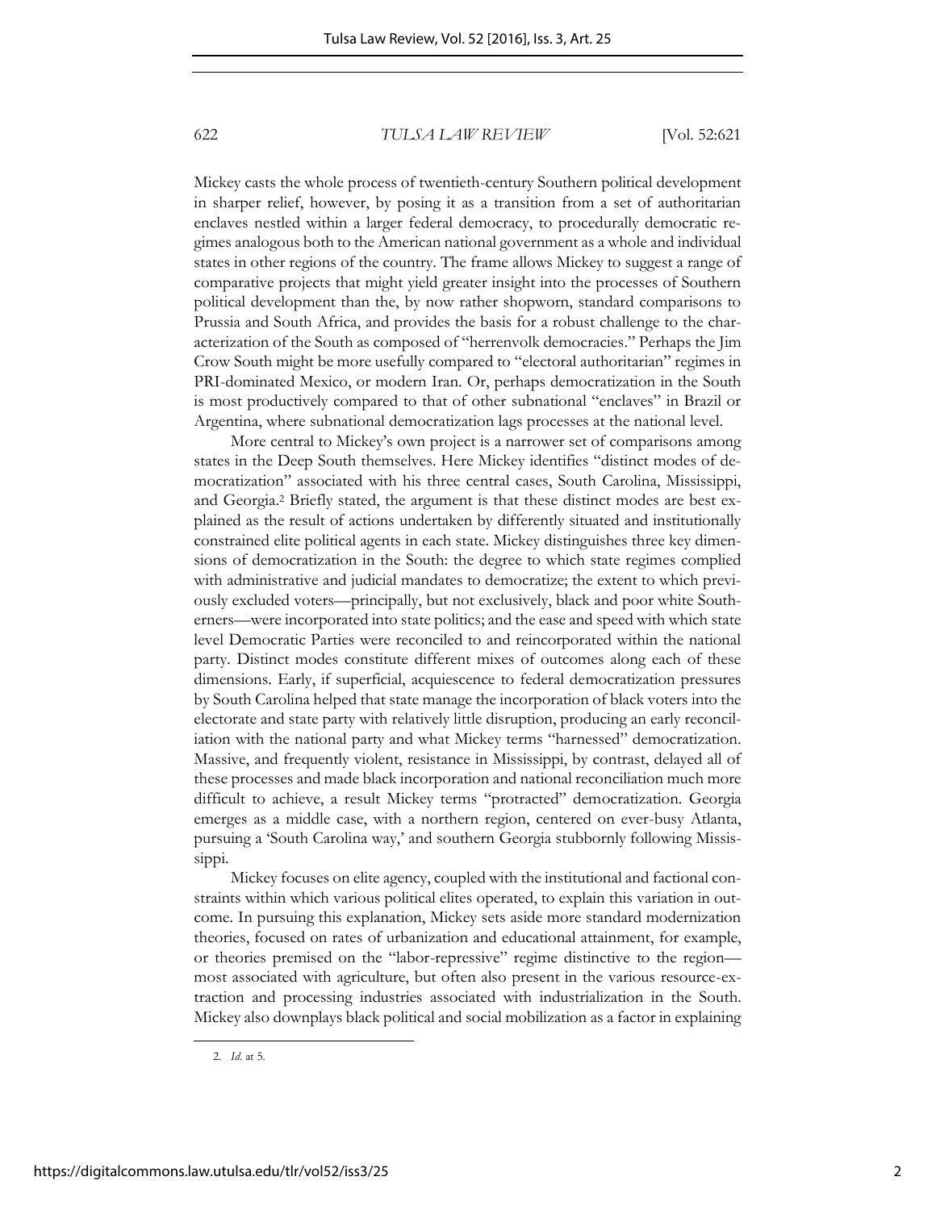Mickey casts the whole process of twentieth-century Southern political development in sharper relief, however, by posing it as a transition from a set of authoritarian enclaves nestled within a larger federal democracy, to procedurally democratic regimes analogous both to the American national government as a whole and individual states in other regions of the country. The frame allows Mickey to suggest a range of comparative projects that might yield greater insight into the processes of Southern political development than the, by now rather shopworn, standard comparisons to Prussia and South Africa, and provides the basis for a robust challenge to the characterization of the South as composed of "herrenvolk democracies." Perhaps the Jim Crow South might be more usefully compared to "electoral authoritarian" regimes in PRI-dominated Mexico, or modern Iran. Or, perhaps democratization in the South is most productively compared to that of other subnational "enclaves" in Brazil or Argentina, where subnational democratization lags processes at the national level.

More central to Mickey's own project is a narrower set of comparisons among states in the Deep South themselves. Here Mickey identifies "distinct modes of democratization" associated with his three central cases, South Carolina, Mississippi, and Georgia.[2] Briefly stated, the argument is that these distinct modes are best explained as the result of actions undertaken by differently situated and institutionally constrained elite political agents in each state. Mickey distinguishes three key dimensions of democratization in the South: the degree to which state regimes complied with administrative and judicial mandates to democratize; the extent to which previously excluded voters—principally, but not exclusively, black and poor white Southerners—were incorporated into state politics; and the ease and speed with which state level Democratic Parties were reconciled to and reincorporated within the national party. Distinct modes constitute different mixes of outcomes along each of these dimensions. Early, if superficial, acquiescence to federal democratization pressures by South Carolina helped that state manage the incorporation of black voters into the electorate and state party with relatively little disruption, producing an early reconciliation with the national party and what Mickey terms "harnessed" democratization. Massive, and frequently violent, resistance in Mississippi, by contrast, delayed all of these processes and made black incorporation and national reconciliation much more difficult to achieve, a result Mickey terms "protracted" democratization. Georgia emerges as a middle case, with a northern region, centered on ever-busy Atlanta, pursuing a 'South Carolina way,' and southern Georgia stubbornly following Mississippi.

Mickey focuses on elite agency, coupled with the institutional and factional constraints within which various political elites operated, to explain this variation in outcome. In pursuing this explanation, Mickey sets aside more standard modernization theories, focused on rates of urbanization and educational attainment, for example, or theories premised on the "labor-repressive" regime distinctive to the region—most associated with agriculture, but often also present in the various resource-extraction and processing industries associated with industrialization in the South. Mickey also downplays black political and social mobilization as a factor in explaining

2. *Id.* at 5.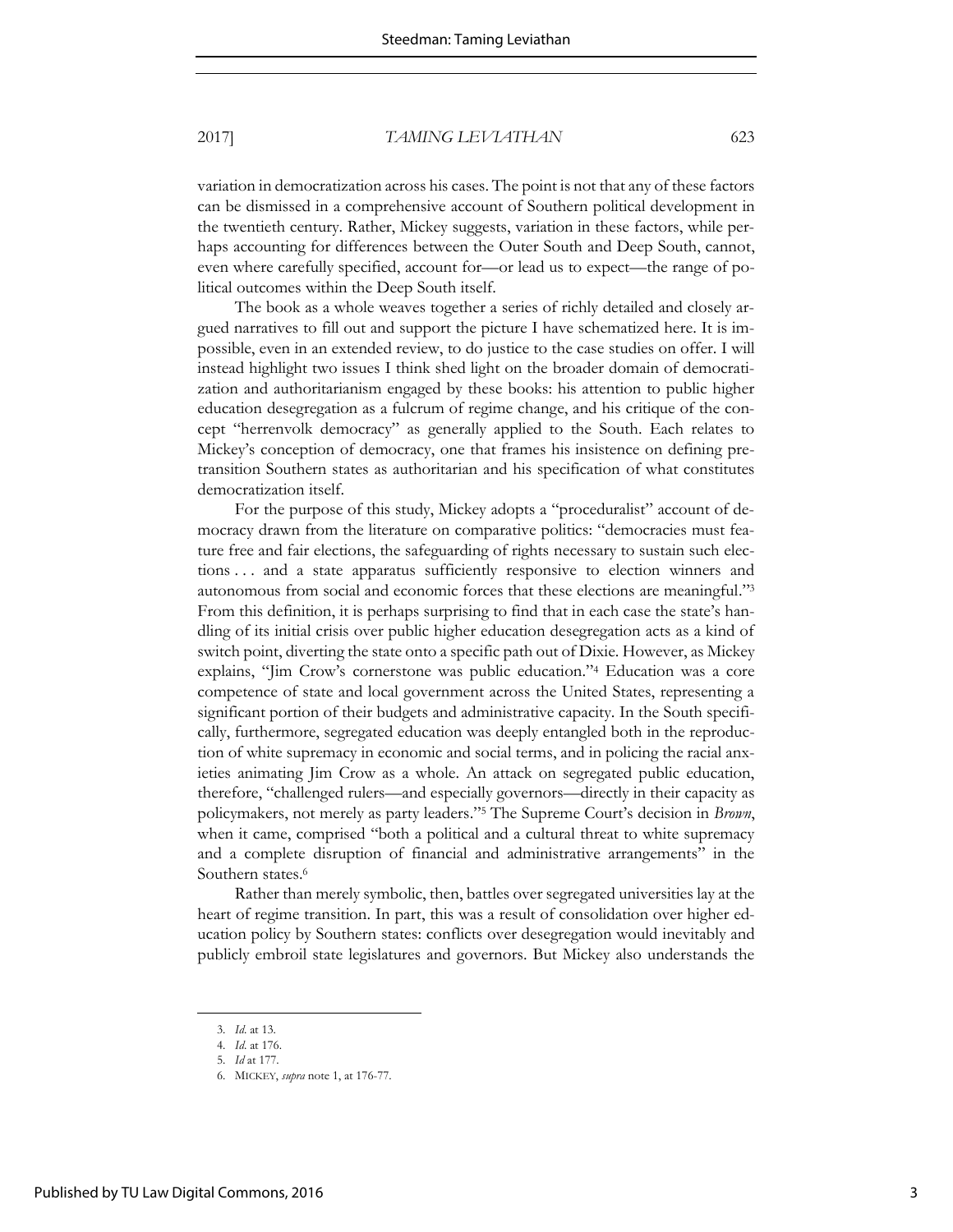variation in democratization across his cases. The point is not that any of these factors can be dismissed in a comprehensive account of Southern political development in the twentieth century. Rather, Mickey suggests, variation in these factors, while perhaps accounting for differences between the Outer South and Deep South, cannot, even where carefully specified, account for—or lead us to expect—the range of political outcomes within the Deep South itself.

The book as a whole weaves together a series of richly detailed and closely argued narratives to fill out and support the picture I have schematized here. It is impossible, even in an extended review, to do justice to the case studies on offer. I will instead highlight two issues I think shed light on the broader domain of democratization and authoritarianism engaged by these books: his attention to public higher education desegregation as a fulcrum of regime change, and his critique of the concept "herrenvolk democracy" as generally applied to the South. Each relates to Mickey's conception of democracy, one that frames his insistence on defining pre-transition Southern states as authoritarian and his specification of what constitutes democratization itself.

For the purpose of this study, Mickey adopts a "proceduralist" account of democracy drawn from the literature on comparative politics: "democracies must feature free and fair elections, the safeguarding of rights necessary to sustain such elections . . . and a state apparatus sufficiently responsive to election winners and autonomous from social and economic forces that these elections are meaningful."[3] From this definition, it is perhaps surprising to find that in each case the state's handling of its initial crisis over public higher education desegregation acts as a kind of switch point, diverting the state onto a specific path out of Dixie. However, as Mickey explains, "Jim Crow's cornerstone was public education."[4] Education was a core competence of state and local government across the United States, representing a significant portion of their budgets and administrative capacity. In the South specifically, furthermore, segregated education was deeply entangled both in the reproduction of white supremacy in economic and social terms, and in policing the racial anxieties animating Jim Crow as a whole. An attack on segregated public education, therefore, "challenged rulers—and especially governors—directly in their capacity as policymakers, not merely as party leaders."[5] The Supreme Court's decision in *Brown*, when it came, comprised "both a political and a cultural threat to white supremacy and a complete disruption of financial and administrative arrangements" in the Southern states.[6]

Rather than merely symbolic, then, battles over segregated universities lay at the heart of regime transition. In part, this was a result of consolidation over higher education policy by Southern states: conflicts over desegregation would inevitably and publicly embroil state legislatures and governors. But Mickey also understands the

---

3. *Id.* at 13.
4. *Id.* at 176.
5. *Id* at 177.
6. MICKEY, *supra* note 1, at 176-77.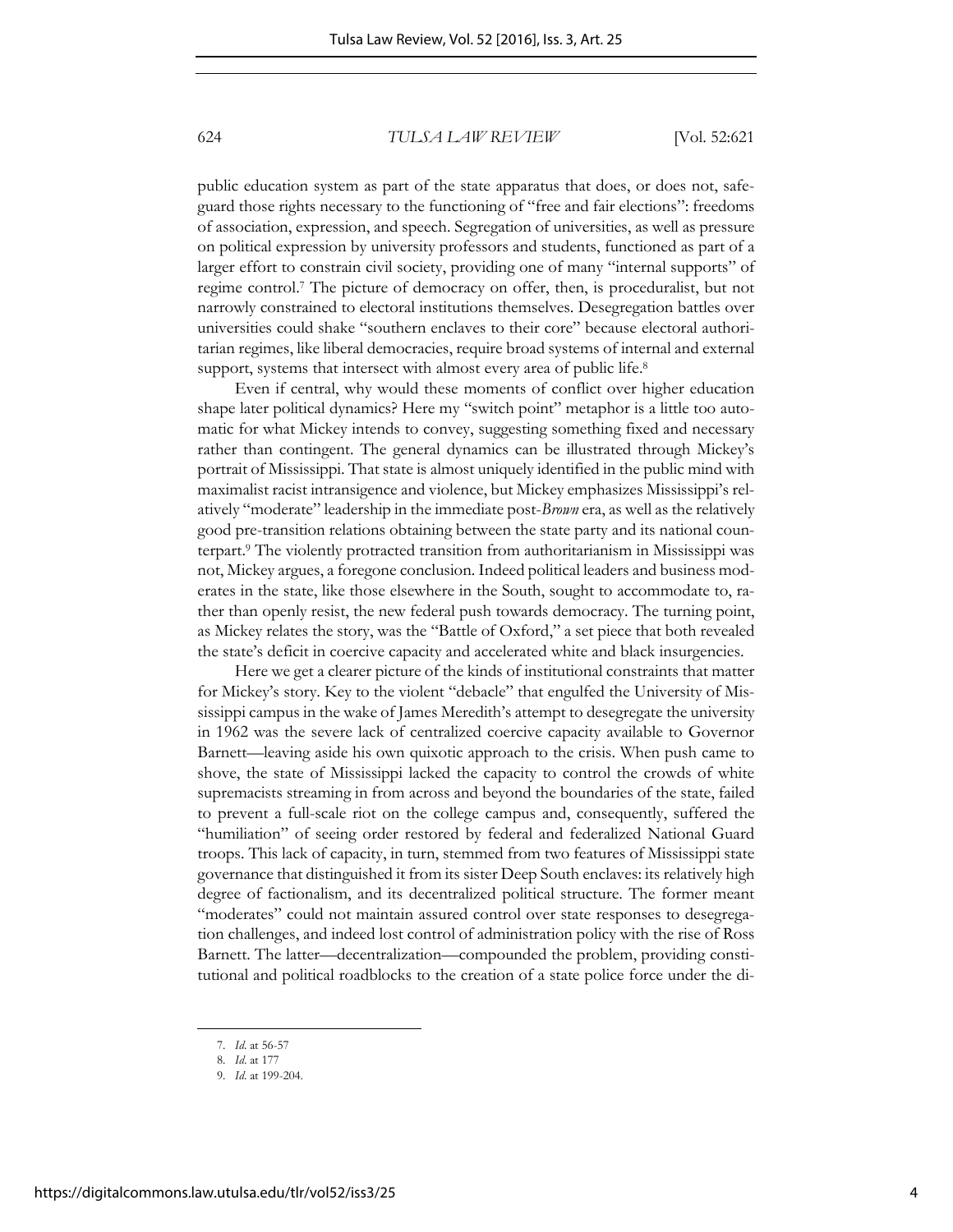public education system as part of the state apparatus that does, or does not, safeguard those rights necessary to the functioning of "free and fair elections": freedoms of association, expression, and speech. Segregation of universities, as well as pressure on political expression by university professors and students, functioned as part of a larger effort to constrain civil society, providing one of many "internal supports" of regime control.[7] The picture of democracy on offer, then, is proceduralist, but not narrowly constrained to electoral institutions themselves. Desegregation battles over universities could shake "southern enclaves to their core" because electoral authoritarian regimes, like liberal democracies, require broad systems of internal and external support, systems that intersect with almost every area of public life.[8]

Even if central, why would these moments of conflict over higher education shape later political dynamics? Here my "switch point" metaphor is a little too automatic for what Mickey intends to convey, suggesting something fixed and necessary rather than contingent. The general dynamics can be illustrated through Mickey's portrait of Mississippi. That state is almost uniquely identified in the public mind with maximalist racist intransigence and violence, but Mickey emphasizes Mississippi's relatively "moderate" leadership in the immediate post-*Brown* era, as well as the relatively good pre-transition relations obtaining between the state party and its national counterpart.[9] The violently protracted transition from authoritarianism in Mississippi was not, Mickey argues, a foregone conclusion. Indeed political leaders and business moderates in the state, like those elsewhere in the South, sought to accommodate to, rather than openly resist, the new federal push towards democracy. The turning point, as Mickey relates the story, was the "Battle of Oxford," a set piece that both revealed the state's deficit in coercive capacity and accelerated white and black insurgencies.

Here we get a clearer picture of the kinds of institutional constraints that matter for Mickey's story. Key to the violent "debacle" that engulfed the University of Mississippi campus in the wake of James Meredith's attempt to desegregate the university in 1962 was the severe lack of centralized coercive capacity available to Governor Barnett—leaving aside his own quixotic approach to the crisis. When push came to shove, the state of Mississippi lacked the capacity to control the crowds of white supremacists streaming in from across and beyond the boundaries of the state, failed to prevent a full-scale riot on the college campus and, consequently, suffered the "humiliation" of seeing order restored by federal and federalized National Guard troops. This lack of capacity, in turn, stemmed from two features of Mississippi state governance that distinguished it from its sister Deep South enclaves: its relatively high degree of factionalism, and its decentralized political structure. The former meant "moderates" could not maintain assured control over state responses to desegregation challenges, and indeed lost control of administration policy with the rise of Ross Barnett. The latter—decentralization—compounded the problem, providing constitutional and political roadblocks to the creation of a state police force under the di-

---

7. *Id.* at 56-57
8. *Id.* at 177
9. *Id.* at 199-204.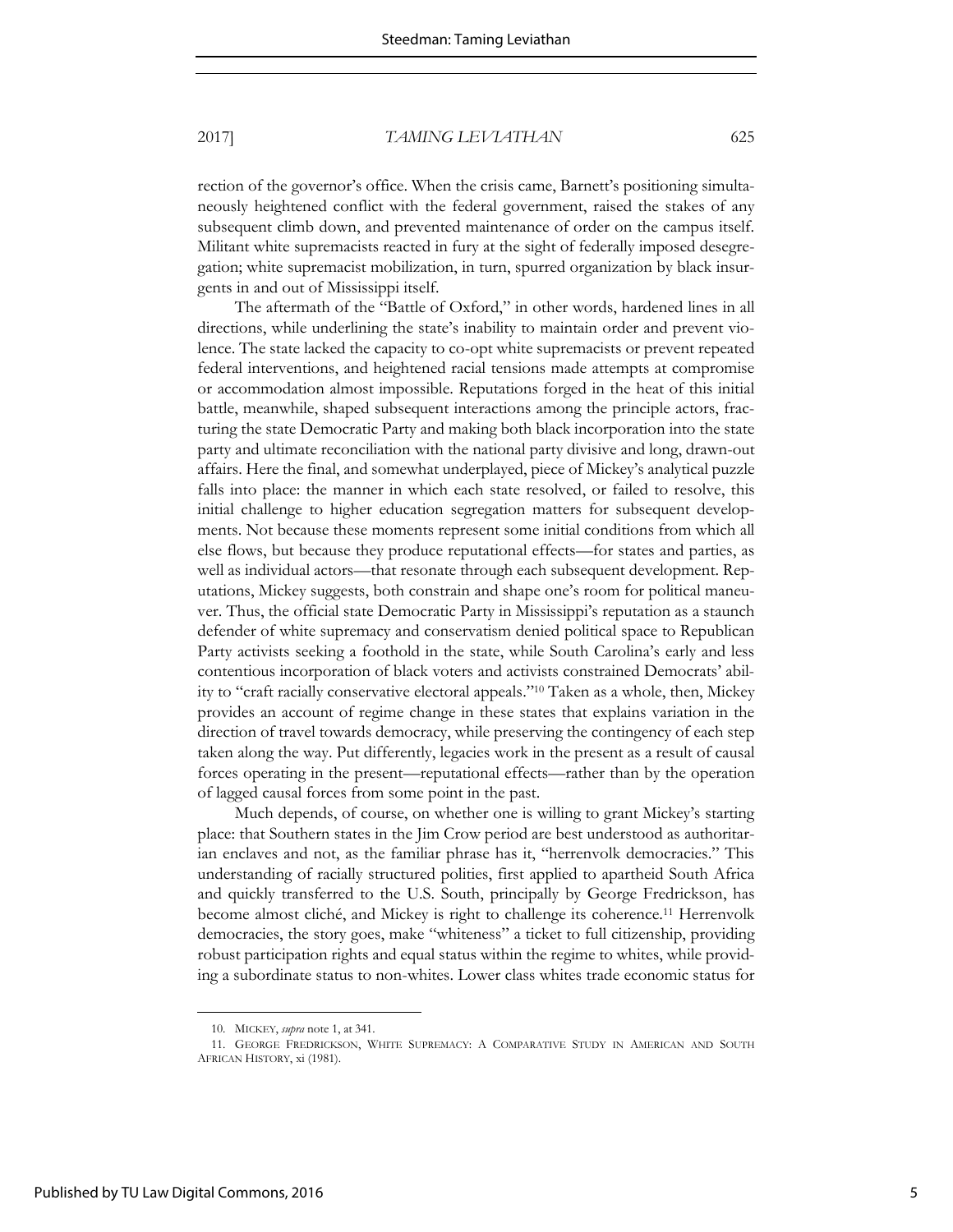rection of the governor's office. When the crisis came, Barnett's positioning simultaneously heightened conflict with the federal government, raised the stakes of any subsequent climb down, and prevented maintenance of order on the campus itself. Militant white supremacists reacted in fury at the sight of federally imposed desegregation; white supremacist mobilization, in turn, spurred organization by black insurgents in and out of Mississippi itself.

The aftermath of the "Battle of Oxford," in other words, hardened lines in all directions, while underlining the state's inability to maintain order and prevent violence. The state lacked the capacity to co-opt white supremacists or prevent repeated federal interventions, and heightened racial tensions made attempts at compromise or accommodation almost impossible. Reputations forged in the heat of this initial battle, meanwhile, shaped subsequent interactions among the principle actors, fracturing the state Democratic Party and making both black incorporation into the state party and ultimate reconciliation with the national party divisive and long, drawn-out affairs. Here the final, and somewhat underplayed, piece of Mickey's analytical puzzle falls into place: the manner in which each state resolved, or failed to resolve, this initial challenge to higher education segregation matters for subsequent developments. Not because these moments represent some initial conditions from which all else flows, but because they produce reputational effects—for states and parties, as well as individual actors—that resonate through each subsequent development. Reputations, Mickey suggests, both constrain and shape one's room for political maneuver. Thus, the official state Democratic Party in Mississippi's reputation as a staunch defender of white supremacy and conservatism denied political space to Republican Party activists seeking a foothold in the state, while South Carolina's early and less contentious incorporation of black voters and activists constrained Democrats' ability to "craft racially conservative electoral appeals."[10] Taken as a whole, then, Mickey provides an account of regime change in these states that explains variation in the direction of travel towards democracy, while preserving the contingency of each step taken along the way. Put differently, legacies work in the present as a result of causal forces operating in the present—reputational effects—rather than by the operation of lagged causal forces from some point in the past.

Much depends, of course, on whether one is willing to grant Mickey's starting place: that Southern states in the Jim Crow period are best understood as authoritarian enclaves and not, as the familiar phrase has it, "herrenvolk democracies." This understanding of racially structured polities, first applied to apartheid South Africa and quickly transferred to the U.S. South, principally by George Fredrickson, has become almost cliché, and Mickey is right to challenge its coherence.[11] Herrenvolk democracies, the story goes, make "whiteness" a ticket to full citizenship, providing robust participation rights and equal status within the regime to whites, while providing a subordinate status to non-whites. Lower class whites trade economic status for

---

10. MICKEY, *supra* note 1, at 341.

11. GEORGE FREDRICKSON, WHITE SUPREMACY: A COMPARATIVE STUDY IN AMERICAN AND SOUTH AFRICAN HISTORY, xi (1981).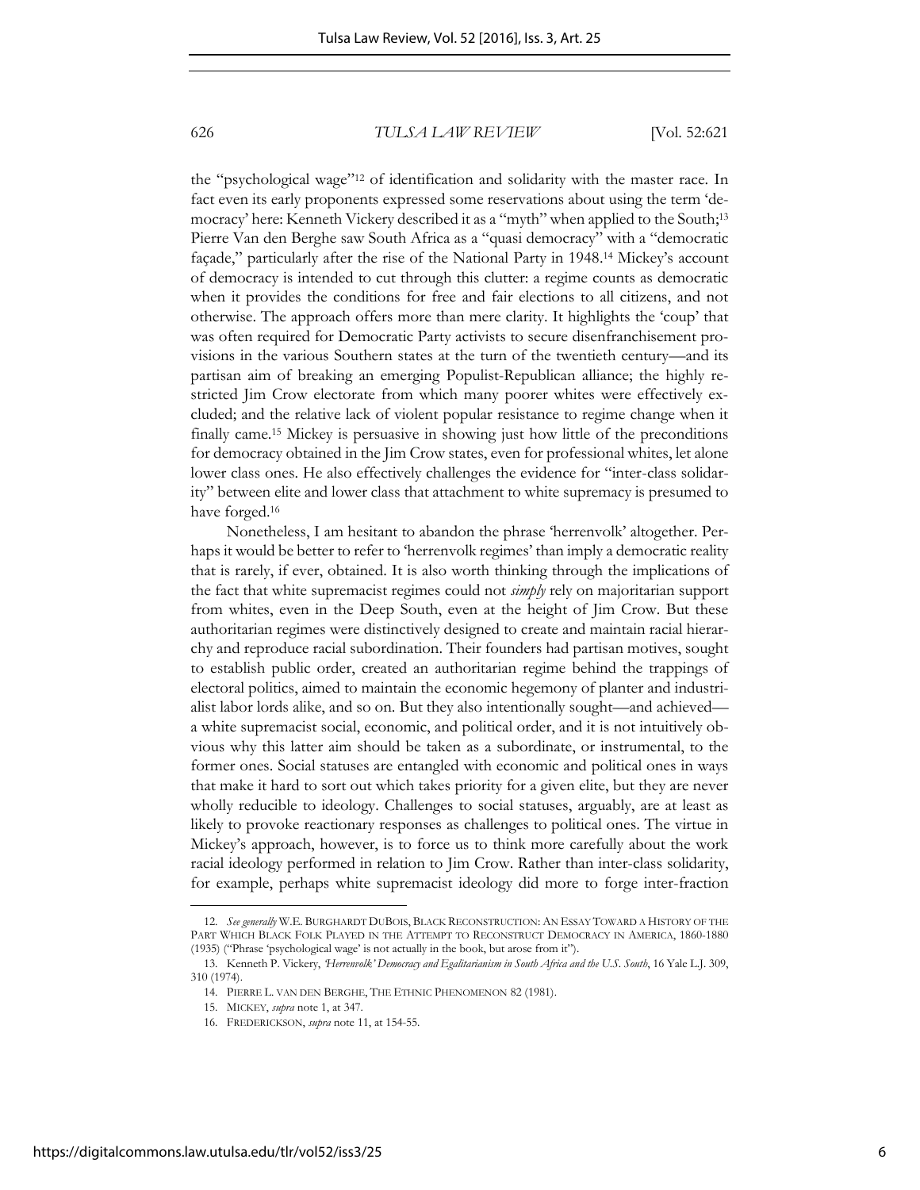the "psychological wage"[12] of identification and solidarity with the master race. In fact even its early proponents expressed some reservations about using the term 'democracy' here: Kenneth Vickery described it as a "myth" when applied to the South;[13] Pierre Van den Berghe saw South Africa as a "quasi democracy" with a "democratic façade," particularly after the rise of the National Party in 1948.[14] Mickey's account of democracy is intended to cut through this clutter: a regime counts as democratic when it provides the conditions for free and fair elections to all citizens, and not otherwise. The approach offers more than mere clarity. It highlights the 'coup' that was often required for Democratic Party activists to secure disenfranchisement provisions in the various Southern states at the turn of the twentieth century—and its partisan aim of breaking an emerging Populist-Republican alliance; the highly restricted Jim Crow electorate from which many poorer whites were effectively excluded; and the relative lack of violent popular resistance to regime change when it finally came.[15] Mickey is persuasive in showing just how little of the preconditions for democracy obtained in the Jim Crow states, even for professional whites, let alone lower class ones. He also effectively challenges the evidence for "inter-class solidarity" between elite and lower class that attachment to white supremacy is presumed to have forged.[16]

Nonetheless, I am hesitant to abandon the phrase 'herrenvolk' altogether. Perhaps it would be better to refer to 'herrenvolk regimes' than imply a democratic reality that is rarely, if ever, obtained. It is also worth thinking through the implications of the fact that white supremacist regimes could not *simply* rely on majoritarian support from whites, even in the Deep South, even at the height of Jim Crow. But these authoritarian regimes were distinctively designed to create and maintain racial hierarchy and reproduce racial subordination. Their founders had partisan motives, sought to establish public order, created an authoritarian regime behind the trappings of electoral politics, aimed to maintain the economic hegemony of planter and industrialist labor lords alike, and so on. But they also intentionally sought—and achieved—a white supremacist social, economic, and political order, and it is not intuitively obvious why this latter aim should be taken as a subordinate, or instrumental, to the former ones. Social statuses are entangled with economic and political ones in ways that make it hard to sort out which takes priority for a given elite, but they are never wholly reducible to ideology. Challenges to social statuses, arguably, are at least as likely to provoke reactionary responses as challenges to political ones. The virtue in Mickey's approach, however, is to force us to think more carefully about the work racial ideology performed in relation to Jim Crow. Rather than inter-class solidarity, for example, perhaps white supremacist ideology did more to forge inter-fraction

---

12. *See generally* W.E. BURGHARDT DUBOIS, BLACK RECONSTRUCTION: AN ESSAY TOWARD A HISTORY OF THE PART WHICH BLACK FOLK PLAYED IN THE ATTEMPT TO RECONSTRUCT DEMOCRACY IN AMERICA, 1860-1880 (1935) ("Phrase 'psychological wage' is not actually in the book, but arose from it").

13. Kenneth P. Vickery, *'Herrenvolk' Democracy and Egalitarianism in South Africa and the U.S. South*, 16 Yale L.J. 309, 310 (1974).

14. PIERRE L. VAN DEN BERGHE, THE ETHNIC PHENOMENON 82 (1981).

15. MICKEY, *supra* note 1, at 347.

16. FREDERICKSON, *supra* note 11, at 154-55.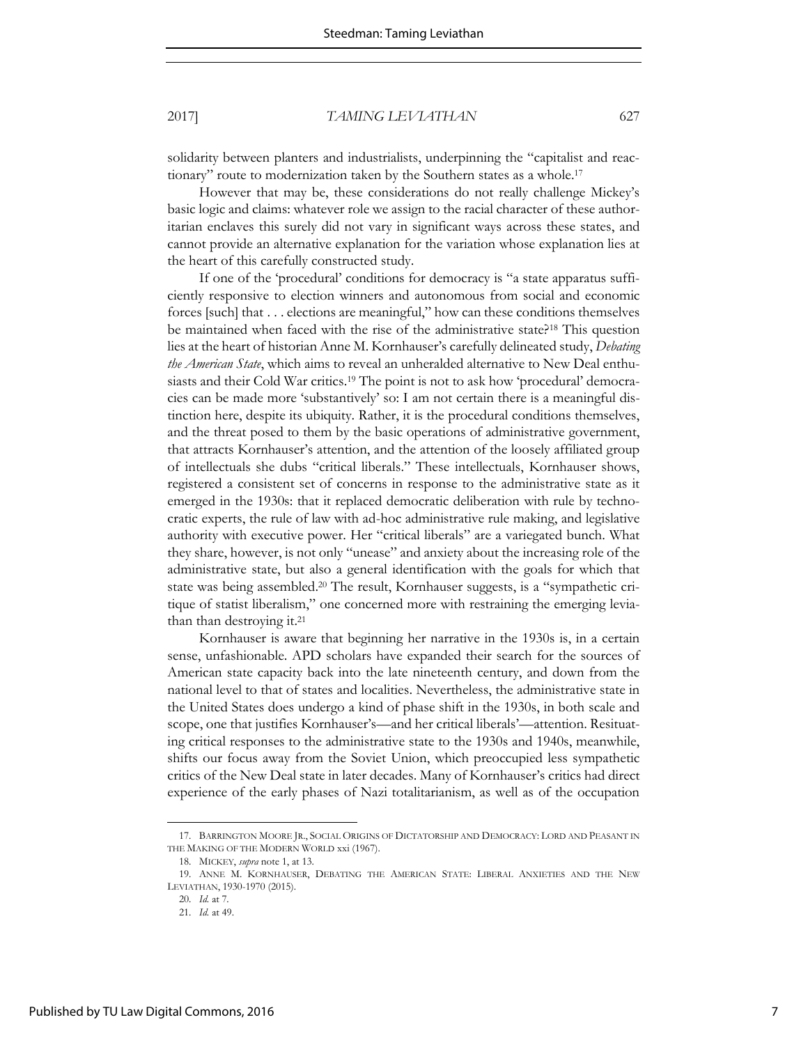solidarity between planters and industrialists, underpinning the "capitalist and reactionary" route to modernization taken by the Southern states as a whole.[17]

However that may be, these considerations do not really challenge Mickey's basic logic and claims: whatever role we assign to the racial character of these authoritarian enclaves this surely did not vary in significant ways across these states, and cannot provide an alternative explanation for the variation whose explanation lies at the heart of this carefully constructed study.

If one of the 'procedural' conditions for democracy is "a state apparatus sufficiently responsive to election winners and autonomous from social and economic forces [such] that . . . elections are meaningful," how can these conditions themselves be maintained when faced with the rise of the administrative state?[18] This question lies at the heart of historian Anne M. Kornhauser's carefully delineated study, *Debating the American State*, which aims to reveal an unheralded alternative to New Deal enthusiasts and their Cold War critics.[19] The point is not to ask how 'procedural' democracies can be made more 'substantively' so: I am not certain there is a meaningful distinction here, despite its ubiquity. Rather, it is the procedural conditions themselves, and the threat posed to them by the basic operations of administrative government, that attracts Kornhauser's attention, and the attention of the loosely affiliated group of intellectuals she dubs "critical liberals." These intellectuals, Kornhauser shows, registered a consistent set of concerns in response to the administrative state as it emerged in the 1930s: that it replaced democratic deliberation with rule by technocratic experts, the rule of law with ad-hoc administrative rule making, and legislative authority with executive power. Her "critical liberals" are a variegated bunch. What they share, however, is not only "unease" and anxiety about the increasing role of the administrative state, but also a general identification with the goals for which that state was being assembled.[20] The result, Kornhauser suggests, is a "sympathetic critique of statist liberalism," one concerned more with restraining the emerging leviathan than destroying it.[21]

Kornhauser is aware that beginning her narrative in the 1930s is, in a certain sense, unfashionable. APD scholars have expanded their search for the sources of American state capacity back into the late nineteenth century, and down from the national level to that of states and localities. Nevertheless, the administrative state in the United States does undergo a kind of phase shift in the 1930s, in both scale and scope, one that justifies Kornhauser's—and her critical liberals'—attention. Resituating critical responses to the administrative state to the 1930s and 1940s, meanwhile, shifts our focus away from the Soviet Union, which preoccupied less sympathetic critics of the New Deal state in later decades. Many of Kornhauser's critics had direct experience of the early phases of Nazi totalitarianism, as well as of the occupation

---

17. BARRINGTON MOORE JR., SOCIAL ORIGINS OF DICTATORSHIP AND DEMOCRACY: LORD AND PEASANT IN THE MAKING OF THE MODERN WORLD xxi (1967).

18. MICKEY, *supra* note 1, at 13.

19. ANNE M. KORNHAUSER, DEBATING THE AMERICAN STATE: LIBERAL ANXIETIES AND THE NEW LEVIATHAN, 1930-1970 (2015).

20. *Id.* at 7.

21. *Id.* at 49.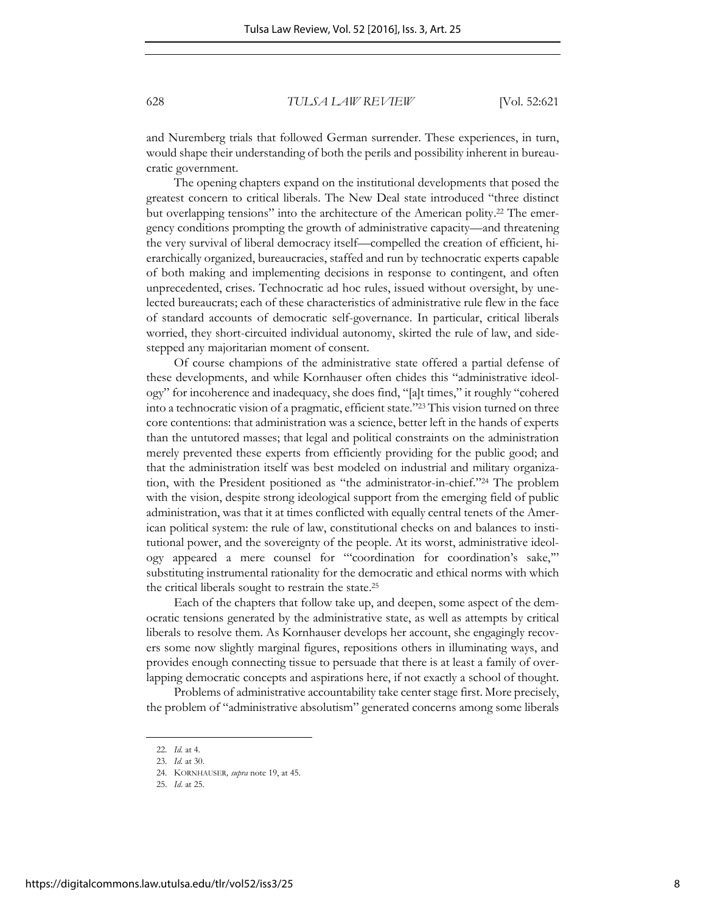and Nuremberg trials that followed German surrender. These experiences, in turn, would shape their understanding of both the perils and possibility inherent in bureaucratic government.

The opening chapters expand on the institutional developments that posed the greatest concern to critical liberals. The New Deal state introduced "three distinct but overlapping tensions" into the architecture of the American polity.[22] The emergency conditions prompting the growth of administrative capacity—and threatening the very survival of liberal democracy itself—compelled the creation of efficient, hierarchically organized, bureaucracies, staffed and run by technocratic experts capable of both making and implementing decisions in response to contingent, and often unprecedented, crises. Technocratic ad hoc rules, issued without oversight, by unelected bureaucrats; each of these characteristics of administrative rule flew in the face of standard accounts of democratic self-governance. In particular, critical liberals worried, they short-circuited individual autonomy, skirted the rule of law, and sidestepped any majoritarian moment of consent.

Of course champions of the administrative state offered a partial defense of these developments, and while Kornhauser often chides this "administrative ideology" for incoherence and inadequacy, she does find, "[a]t times," it roughly "cohered into a technocratic vision of a pragmatic, efficient state."[23] This vision turned on three core contentions: that administration was a science, better left in the hands of experts than the untutored masses; that legal and political constraints on the administration merely prevented these experts from efficiently providing for the public good; and that the administration itself was best modeled on industrial and military organization, with the President positioned as "the administrator-in-chief."[24] The problem with the vision, despite strong ideological support from the emerging field of public administration, was that it at times conflicted with equally central tenets of the American political system: the rule of law, constitutional checks on and balances to institutional power, and the sovereignty of the people. At its worst, administrative ideology appeared a mere counsel for "'coordination for coordination's sake,'" substituting instrumental rationality for the democratic and ethical norms with which the critical liberals sought to restrain the state.[25]

Each of the chapters that follow take up, and deepen, some aspect of the democratic tensions generated by the administrative state, as well as attempts by critical liberals to resolve them. As Kornhauser develops her account, she engagingly recovers some now slightly marginal figures, repositions others in illuminating ways, and provides enough connecting tissue to persuade that there is at least a family of overlapping democratic concepts and aspirations here, if not exactly a school of thought.

Problems of administrative accountability take center stage first. More precisely, the problem of "administrative absolutism" generated concerns among some liberals

---

22. *Id.* at 4.

23. *Id.* at 30.

24. KORNHAUSER, *supra* note 19, at 45.

25. *Id.* at 25.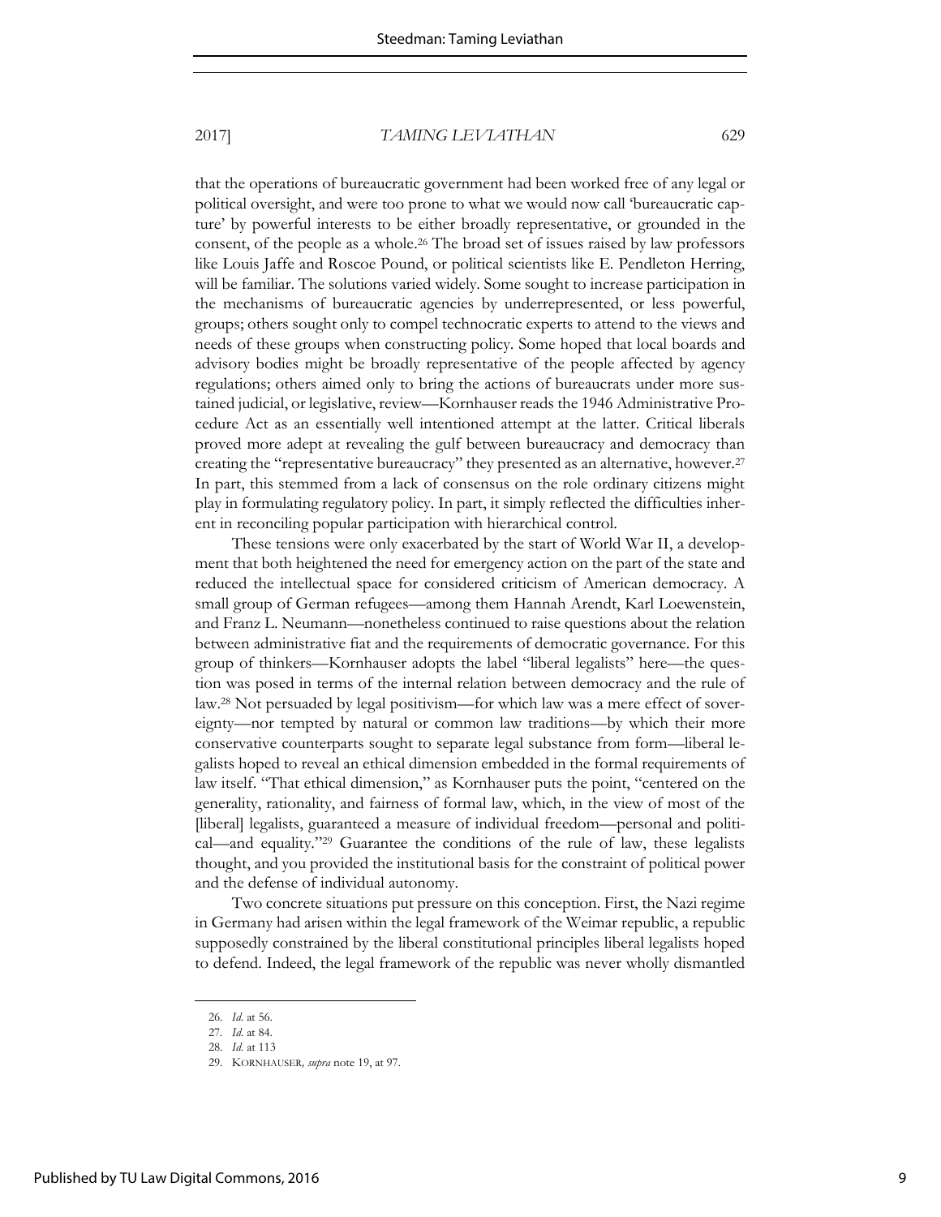that the operations of bureaucratic government had been worked free of any legal or political oversight, and were too prone to what we would now call 'bureaucratic capture' by powerful interests to be either broadly representative, or grounded in the consent, of the people as a whole.[26] The broad set of issues raised by law professors like Louis Jaffe and Roscoe Pound, or political scientists like E. Pendleton Herring, will be familiar. The solutions varied widely. Some sought to increase participation in the mechanisms of bureaucratic agencies by underrepresented, or less powerful, groups; others sought only to compel technocratic experts to attend to the views and needs of these groups when constructing policy. Some hoped that local boards and advisory bodies might be broadly representative of the people affected by agency regulations; others aimed only to bring the actions of bureaucrats under more sustained judicial, or legislative, review—Kornhauser reads the 1946 Administrative Procedure Act as an essentially well intentioned attempt at the latter. Critical liberals proved more adept at revealing the gulf between bureaucracy and democracy than creating the "representative bureaucracy" they presented as an alternative, however.[27] In part, this stemmed from a lack of consensus on the role ordinary citizens might play in formulating regulatory policy. In part, it simply reflected the difficulties inherent in reconciling popular participation with hierarchical control.

These tensions were only exacerbated by the start of World War II, a development that both heightened the need for emergency action on the part of the state and reduced the intellectual space for considered criticism of American democracy. A small group of German refugees—among them Hannah Arendt, Karl Loewenstein, and Franz L. Neumann—nonetheless continued to raise questions about the relation between administrative fiat and the requirements of democratic governance. For this group of thinkers—Kornhauser adopts the label "liberal legalists" here—the question was posed in terms of the internal relation between democracy and the rule of law.[28] Not persuaded by legal positivism—for which law was a mere effect of sovereignty—nor tempted by natural or common law traditions—by which their more conservative counterparts sought to separate legal substance from form—liberal legalists hoped to reveal an ethical dimension embedded in the formal requirements of law itself. "That ethical dimension," as Kornhauser puts the point, "centered on the generality, rationality, and fairness of formal law, which, in the view of most of the [liberal] legalists, guaranteed a measure of individual freedom—personal and political—and equality."[29] Guarantee the conditions of the rule of law, these legalists thought, and you provided the institutional basis for the constraint of political power and the defense of individual autonomy.

Two concrete situations put pressure on this conception. First, the Nazi regime in Germany had arisen within the legal framework of the Weimar republic, a republic supposedly constrained by the liberal constitutional principles liberal legalists hoped to defend. Indeed, the legal framework of the republic was never wholly dismantled

---

26. *Id.* at 56.

27. *Id.* at 84.

28. *Id.* at 113

29. KORNHAUSER, *supra* note 19, at 97.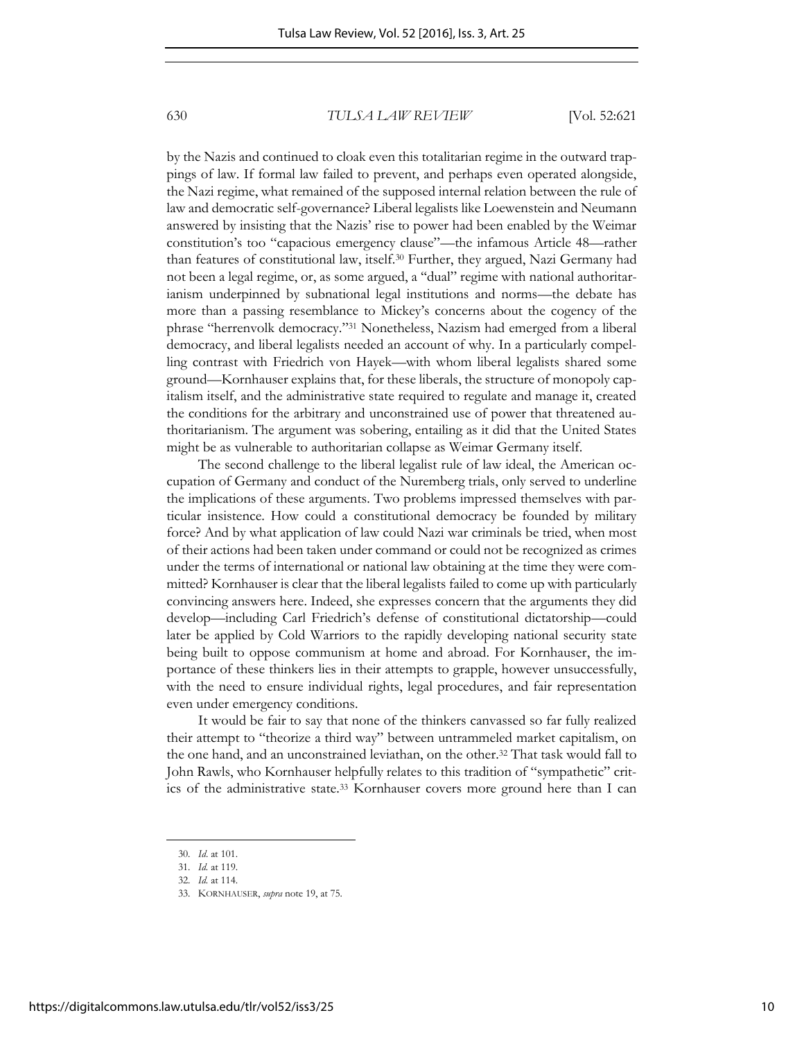by the Nazis and continued to cloak even this totalitarian regime in the outward trappings of law. If formal law failed to prevent, and perhaps even operated alongside, the Nazi regime, what remained of the supposed internal relation between the rule of law and democratic self-governance? Liberal legalists like Loewenstein and Neumann answered by insisting that the Nazis' rise to power had been enabled by the Weimar constitution's too "capacious emergency clause"—the infamous Article 48—rather than features of constitutional law, itself.[30] Further, they argued, Nazi Germany had not been a legal regime, or, as some argued, a "dual" regime with national authoritarianism underpinned by subnational legal institutions and norms—the debate has more than a passing resemblance to Mickey's concerns about the cogency of the phrase "herrenvolk democracy."[31] Nonetheless, Nazism had emerged from a liberal democracy, and liberal legalists needed an account of why. In a particularly compelling contrast with Friedrich von Hayek—with whom liberal legalists shared some ground—Kornhauser explains that, for these liberals, the structure of monopoly capitalism itself, and the administrative state required to regulate and manage it, created the conditions for the arbitrary and unconstrained use of power that threatened authoritarianism. The argument was sobering, entailing as it did that the United States might be as vulnerable to authoritarian collapse as Weimar Germany itself.

The second challenge to the liberal legalist rule of law ideal, the American occupation of Germany and conduct of the Nuremberg trials, only served to underline the implications of these arguments. Two problems impressed themselves with particular insistence. How could a constitutional democracy be founded by military force? And by what application of law could Nazi war criminals be tried, when most of their actions had been taken under command or could not be recognized as crimes under the terms of international or national law obtaining at the time they were committed? Kornhauser is clear that the liberal legalists failed to come up with particularly convincing answers here. Indeed, she expresses concern that the arguments they did develop—including Carl Friedrich's defense of constitutional dictatorship—could later be applied by Cold Warriors to the rapidly developing national security state being built to oppose communism at home and abroad. For Kornhauser, the importance of these thinkers lies in their attempts to grapple, however unsuccessfully, with the need to ensure individual rights, legal procedures, and fair representation even under emergency conditions.

It would be fair to say that none of the thinkers canvassed so far fully realized their attempt to "theorize a third way" between untrammeled market capitalism, on the one hand, and an unconstrained leviathan, on the other.[32] That task would fall to John Rawls, who Kornhauser helpfully relates to this tradition of "sympathetic" critics of the administrative state.[33] Kornhauser covers more ground here than I can

---

30. *Id.* at 101.

31. *Id.* at 119.

32. *Id.* at 114.

33. KORNHAUSER, *supra* note 19, at 75.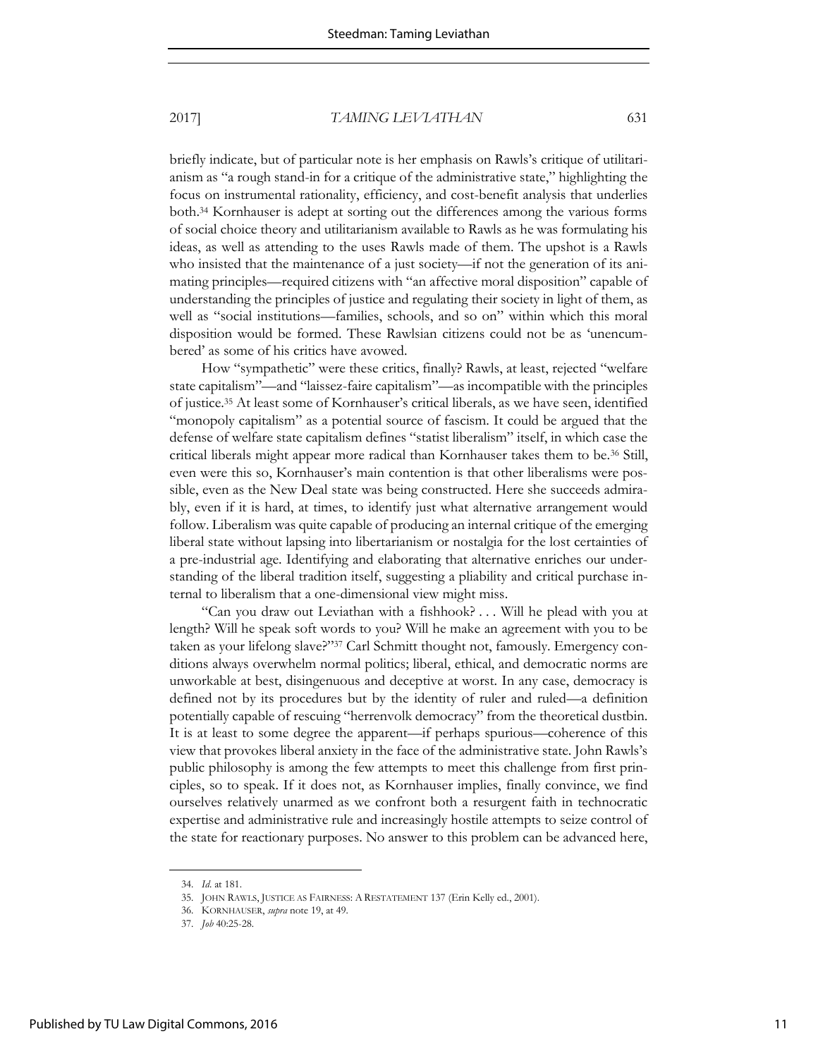briefly indicate, but of particular note is her emphasis on Rawls's critique of utilitarianism as "a rough stand-in for a critique of the administrative state," highlighting the focus on instrumental rationality, efficiency, and cost-benefit analysis that underlies both.[34] Kornhauser is adept at sorting out the differences among the various forms of social choice theory and utilitarianism available to Rawls as he was formulating his ideas, as well as attending to the uses Rawls made of them. The upshot is a Rawls who insisted that the maintenance of a just society—if not the generation of its animating principles—required citizens with "an affective moral disposition" capable of understanding the principles of justice and regulating their society in light of them, as well as "social institutions—families, schools, and so on" within which this moral disposition would be formed. These Rawlsian citizens could not be as 'unencumbered' as some of his critics have avowed.

How "sympathetic" were these critics, finally? Rawls, at least, rejected "welfare state capitalism"—and "laissez-faire capitalism"—as incompatible with the principles of justice.[35] At least some of Kornhauser's critical liberals, as we have seen, identified "monopoly capitalism" as a potential source of fascism. It could be argued that the defense of welfare state capitalism defines "statist liberalism" itself, in which case the critical liberals might appear more radical than Kornhauser takes them to be.[36] Still, even were this so, Kornhauser's main contention is that other liberalisms were possible, even as the New Deal state was being constructed. Here she succeeds admirably, even if it is hard, at times, to identify just what alternative arrangement would follow. Liberalism was quite capable of producing an internal critique of the emerging liberal state without lapsing into libertarianism or nostalgia for the lost certainties of a pre-industrial age. Identifying and elaborating that alternative enriches our understanding of the liberal tradition itself, suggesting a pliability and critical purchase internal to liberalism that a one-dimensional view might miss.

"Can you draw out Leviathan with a fishhook? . . . Will he plead with you at length? Will he speak soft words to you? Will he make an agreement with you to be taken as your lifelong slave?"[37] Carl Schmitt thought not, famously. Emergency conditions always overwhelm normal politics; liberal, ethical, and democratic norms are unworkable at best, disingenuous and deceptive at worst. In any case, democracy is defined not by its procedures but by the identity of ruler and ruled—a definition potentially capable of rescuing "herrenvolk democracy" from the theoretical dustbin. It is at least to some degree the apparent—if perhaps spurious—coherence of this view that provokes liberal anxiety in the face of the administrative state. John Rawls's public philosophy is among the few attempts to meet this challenge from first principles, so to speak. If it does not, as Kornhauser implies, finally convince, we find ourselves relatively unarmed as we confront both a resurgent faith in technocratic expertise and administrative rule and increasingly hostile attempts to seize control of the state for reactionary purposes. No answer to this problem can be advanced here,

---

34. *Id.* at 181.

35. JOHN RAWLS, JUSTICE AS FAIRNESS: A RESTATEMENT 137 (Erin Kelly ed., 2001).

36. KORNHAUSER, *supra* note 19, at 49.

37. *Job* 40:25-28.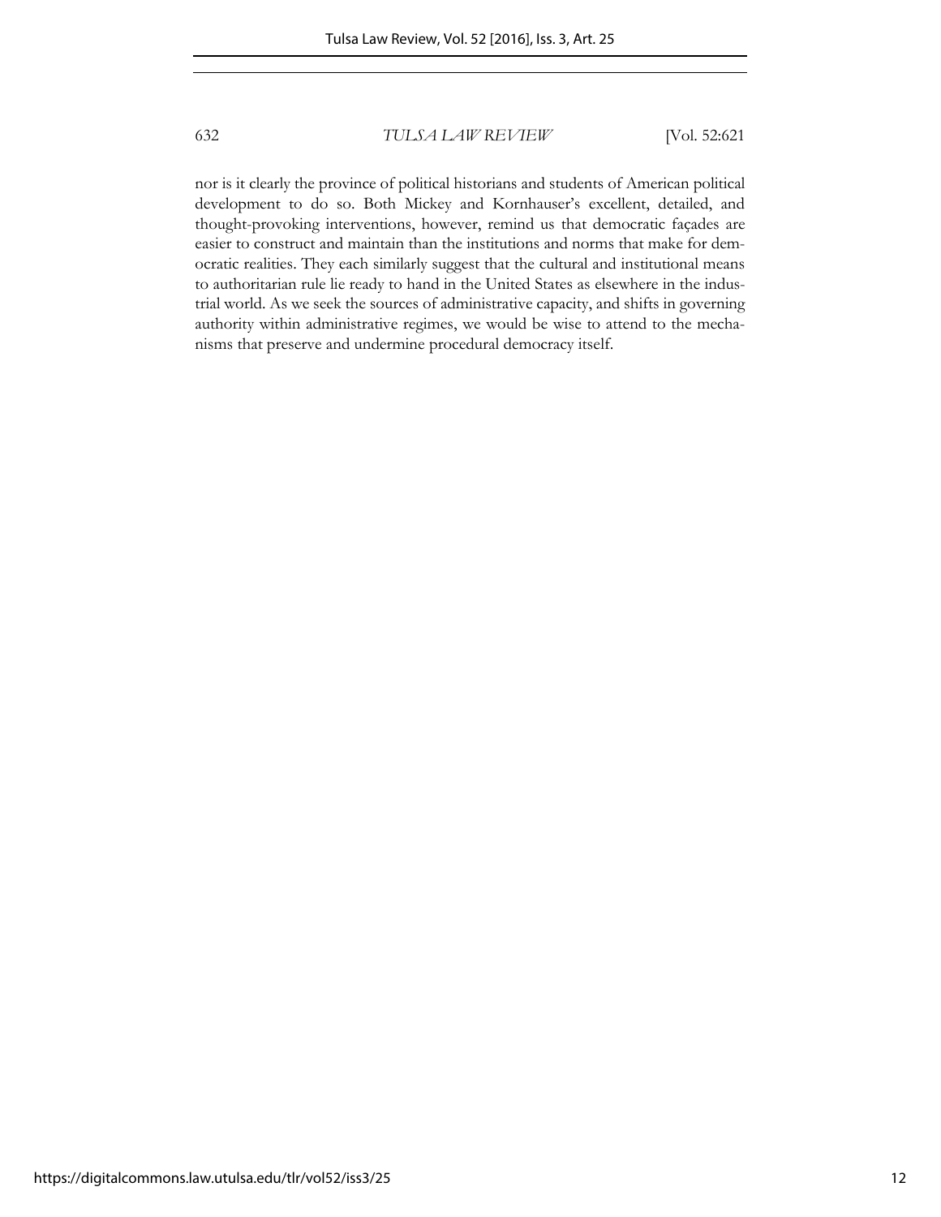nor is it clearly the province of political historians and students of American political development to do so. Both Mickey and Kornhauser's excellent, detailed, and thought-provoking interventions, however, remind us that democratic façades are easier to construct and maintain than the institutions and norms that make for democratic realities. They each similarly suggest that the cultural and institutional means to authoritarian rule lie ready to hand in the United States as elsewhere in the industrial world. As we seek the sources of administrative capacity, and shifts in governing authority within administrative regimes, we would be wise to attend to the mechanisms that preserve and undermine procedural democracy itself.